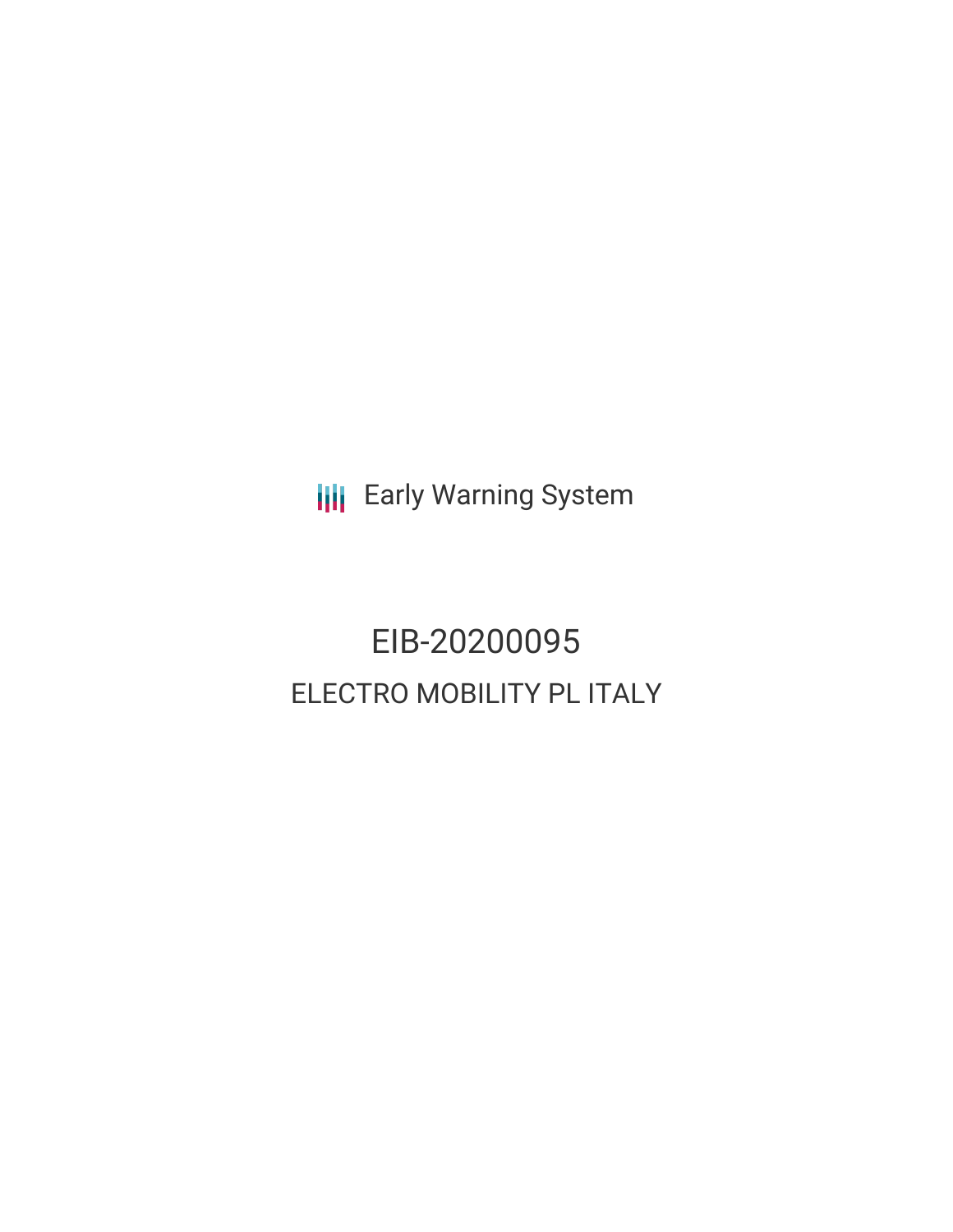Early Warning System

# EIB-20200095

## ELECTRO MOBILITY PL ITALY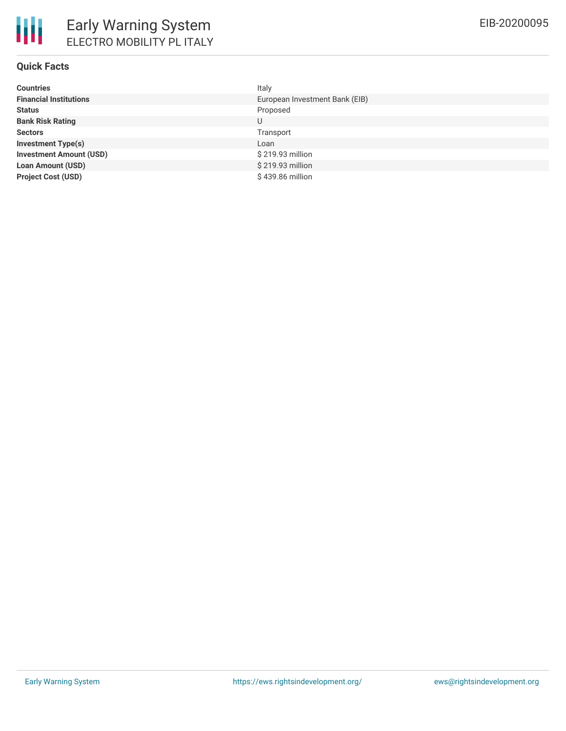# Early Warning System

## ELECTRO MOBILITY PL ITALY

EIB-20200095

### Quick Facts

| | |
|---|---|
| **Countries** | Italy |
| **Financial Institutions** | European Investment Bank (EIB) |
| **Status** | Proposed |
| **Bank Risk Rating** | U |
| **Sectors** | Transport |
| **Investment Type(s)** | Loan |
| **Investment Amount (USD)** | $ 219.93 million |
| **Loan Amount (USD)** | $ 219.93 million |
| **Project Cost (USD)** | $ 439.86 million |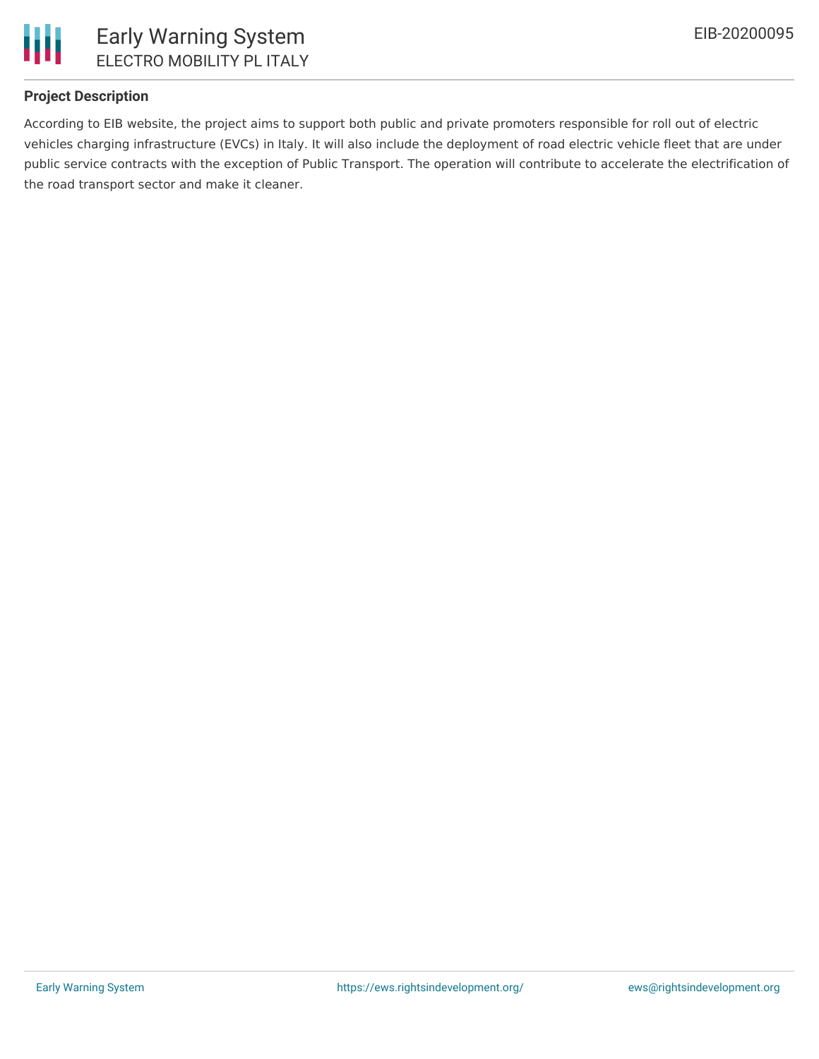**Project Description**

According to EIB website, the project aims to support both public and private promoters responsible for roll out of electric vehicles charging infrastructure (EVCs) in Italy. It will also include the deployment of road electric vehicle fleet that are under public service contracts with the exception of Public Transport. The operation will contribute to accelerate the electrification of the road transport sector and make it cleaner.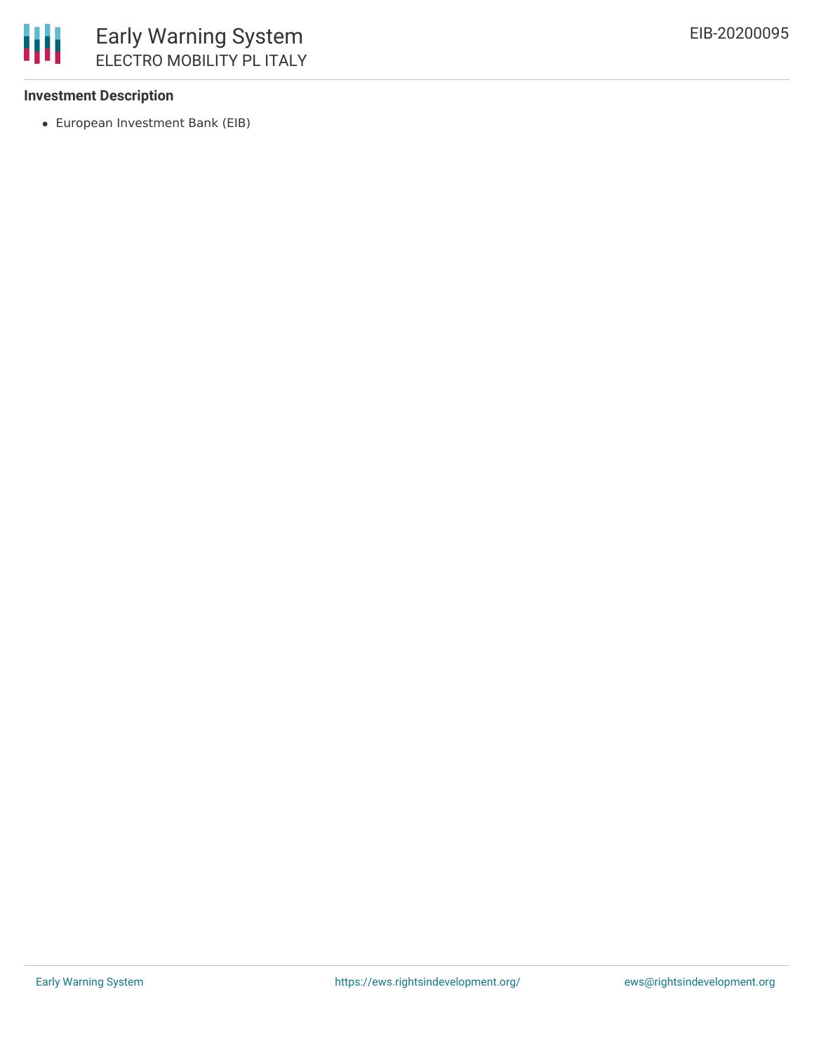### Investment Description

- European Investment Bank (EIB)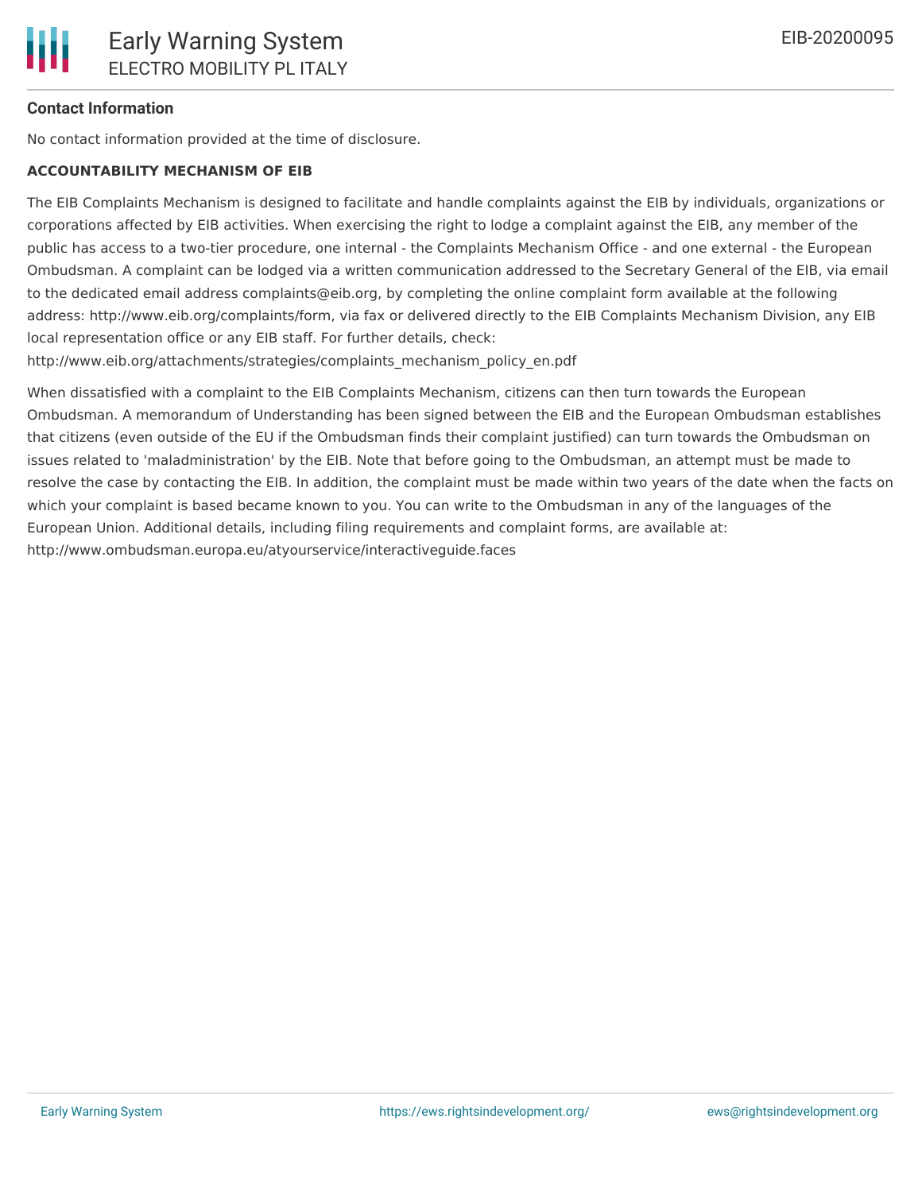**Contact Information**

No contact information provided at the time of disclosure.

**ACCOUNTABILITY MECHANISM OF EIB**

The EIB Complaints Mechanism is designed to facilitate and handle complaints against the EIB by individuals, organizations or corporations affected by EIB activities. When exercising the right to lodge a complaint against the EIB, any member of the public has access to a two-tier procedure, one internal - the Complaints Mechanism Office - and one external - the European Ombudsman. A complaint can be lodged via a written communication addressed to the Secretary General of the EIB, via email to the dedicated email address complaints@eib.org, by completing the online complaint form available at the following address: http://www.eib.org/complaints/form, via fax or delivered directly to the EIB Complaints Mechanism Division, any EIB local representation office or any EIB staff. For further details, check: http://www.eib.org/attachments/strategies/complaints_mechanism_policy_en.pdf

When dissatisfied with a complaint to the EIB Complaints Mechanism, citizens can then turn towards the European Ombudsman. A memorandum of Understanding has been signed between the EIB and the European Ombudsman establishes that citizens (even outside of the EU if the Ombudsman finds their complaint justified) can turn towards the Ombudsman on issues related to 'maladministration' by the EIB. Note that before going to the Ombudsman, an attempt must be made to resolve the case by contacting the EIB. In addition, the complaint must be made within two years of the date when the facts on which your complaint is based became known to you. You can write to the Ombudsman in any of the languages of the European Union. Additional details, including filing requirements and complaint forms, are available at: http://www.ombudsman.europa.eu/atyourservice/interactiveguide.faces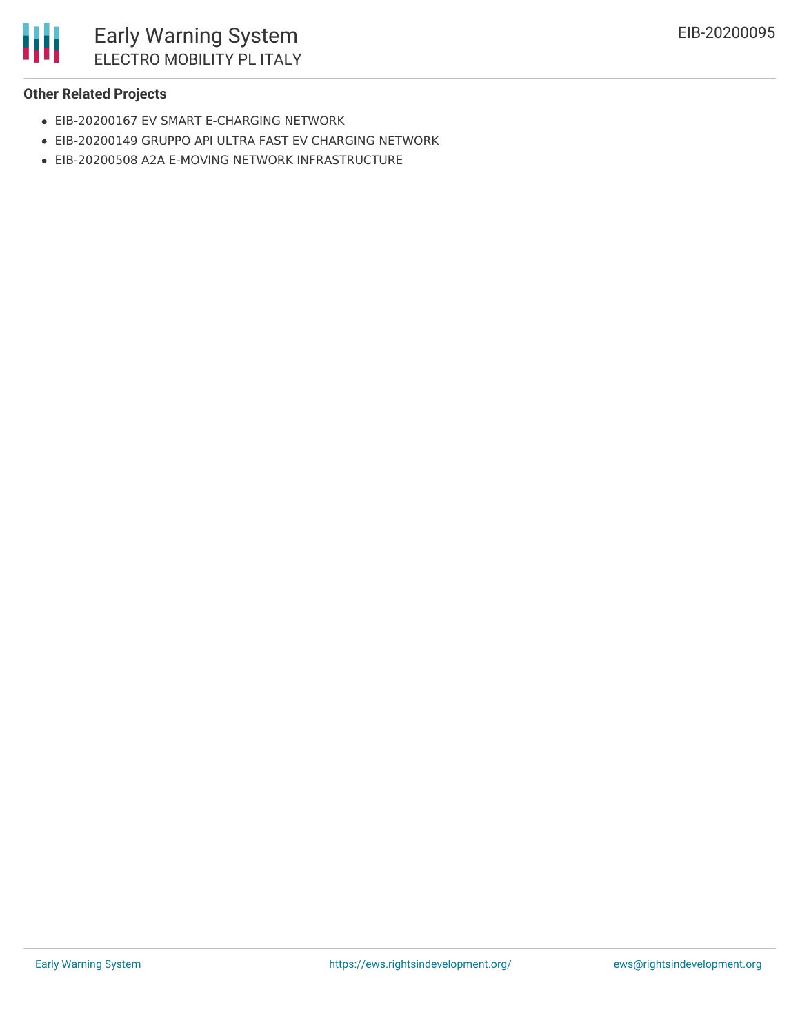### Other Related Projects

- EIB-20200167 EV SMART E-CHARGING NETWORK
- EIB-20200149 GRUPPO API ULTRA FAST EV CHARGING NETWORK
- EIB-20200508 A2A E-MOVING NETWORK INFRASTRUCTURE